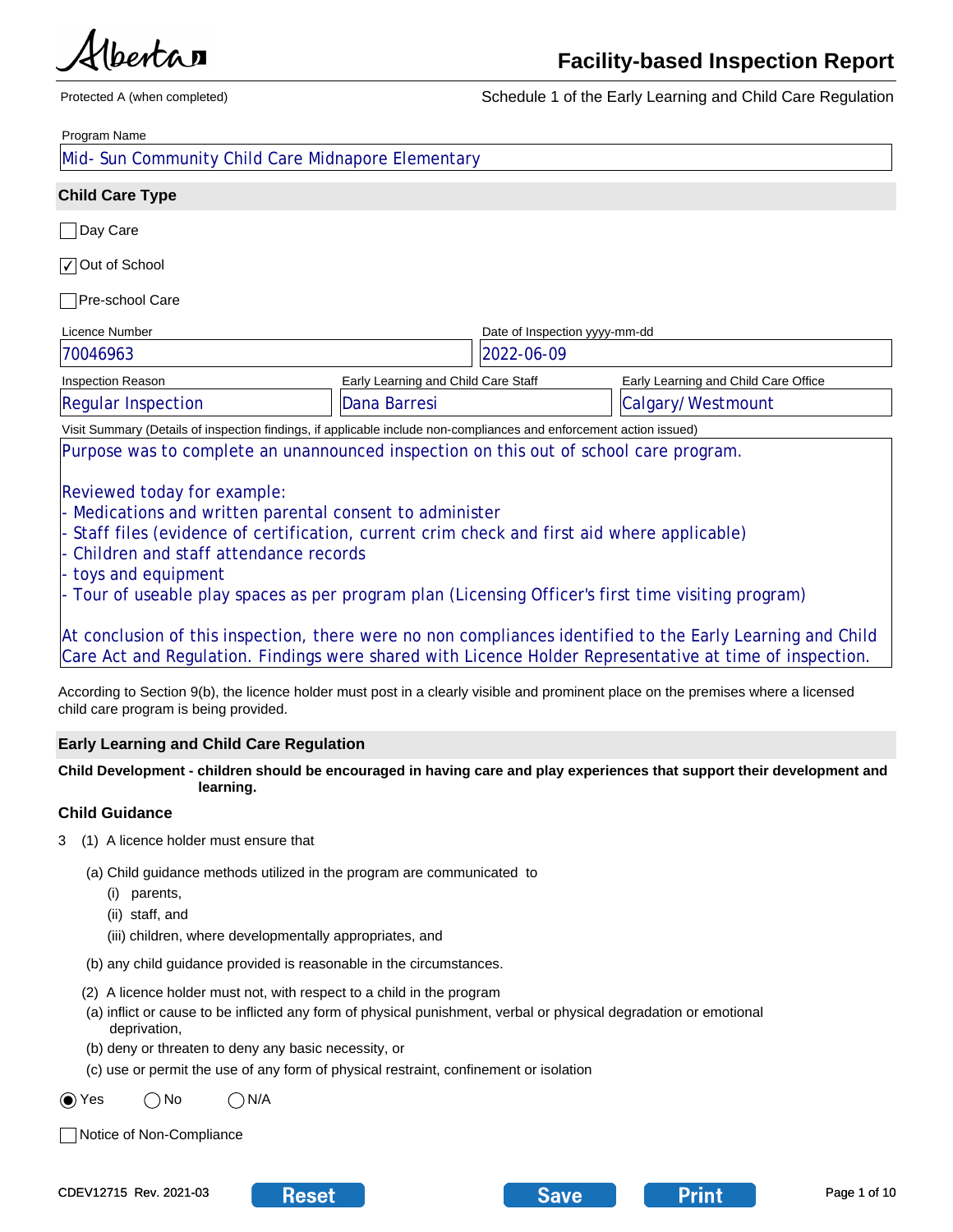Alberta

# Facility-based Inspection Report

Protected A (when completed)

Schedule 1 of the Early Learning and Child Care Regulation

Program Name

Mid- Sun Community Child Care Midnapore Elementary

## Child Care Type

- [ ] Day Care
- [x] Out of School
- [ ] Pre-school Care

| Licence Number | Date of Inspection yyyy-mm-dd |
|---|---|
| 70046963 | 2022-06-09 |

| Inspection Reason | Early Learning and Child Care Staff | Early Learning and Child Care Office |
|---|---|---|
| Regular Inspection | Dana Barresi | Calgary/ Westmount |

Visit Summary (Details of inspection findings, if applicable include non-compliances and enforcement action issued)

Purpose was to complete an unannounced inspection on this out of school care program.

Reviewed today for example:
- Medications and written parental consent to administer
- Staff files (evidence of certification, current crim check and first aid where applicable)
- Children and staff attendance records
- toys and equipment
- Tour of useable play spaces as per program plan (Licensing Officer's first time visiting program)

At conclusion of this inspection, there were no non compliances identified to the Early Learning and Child Care Act and Regulation. Findings were shared with Licence Holder Representative at time of inspection.

According to Section 9(b), the licence holder must post in a clearly visible and prominent place on the premises where a licensed child care program is being provided.

## Early Learning and Child Care Regulation

**Child Development - children should be encouraged in having care and play experiences that support their development and learning.**

### Child Guidance

3 (1) A licence holder must ensure that

(a) Child guidance methods utilized in the program are communicated to

(i) parents,

(ii) staff, and

(iii) children, where developmentally appropriates, and

(b) any child guidance provided is reasonable in the circumstances.

(2) A licence holder must not, with respect to a child in the program

(a) inflict or cause to be inflicted any form of physical punishment, verbal or physical degradation or emotional deprivation,

(b) deny or threaten to deny any basic necessity, or

(c) use or permit the use of any form of physical restraint, confinement or isolation

(●) Yes ( ) No ( ) N/A

- [ ] Notice of Non-Compliance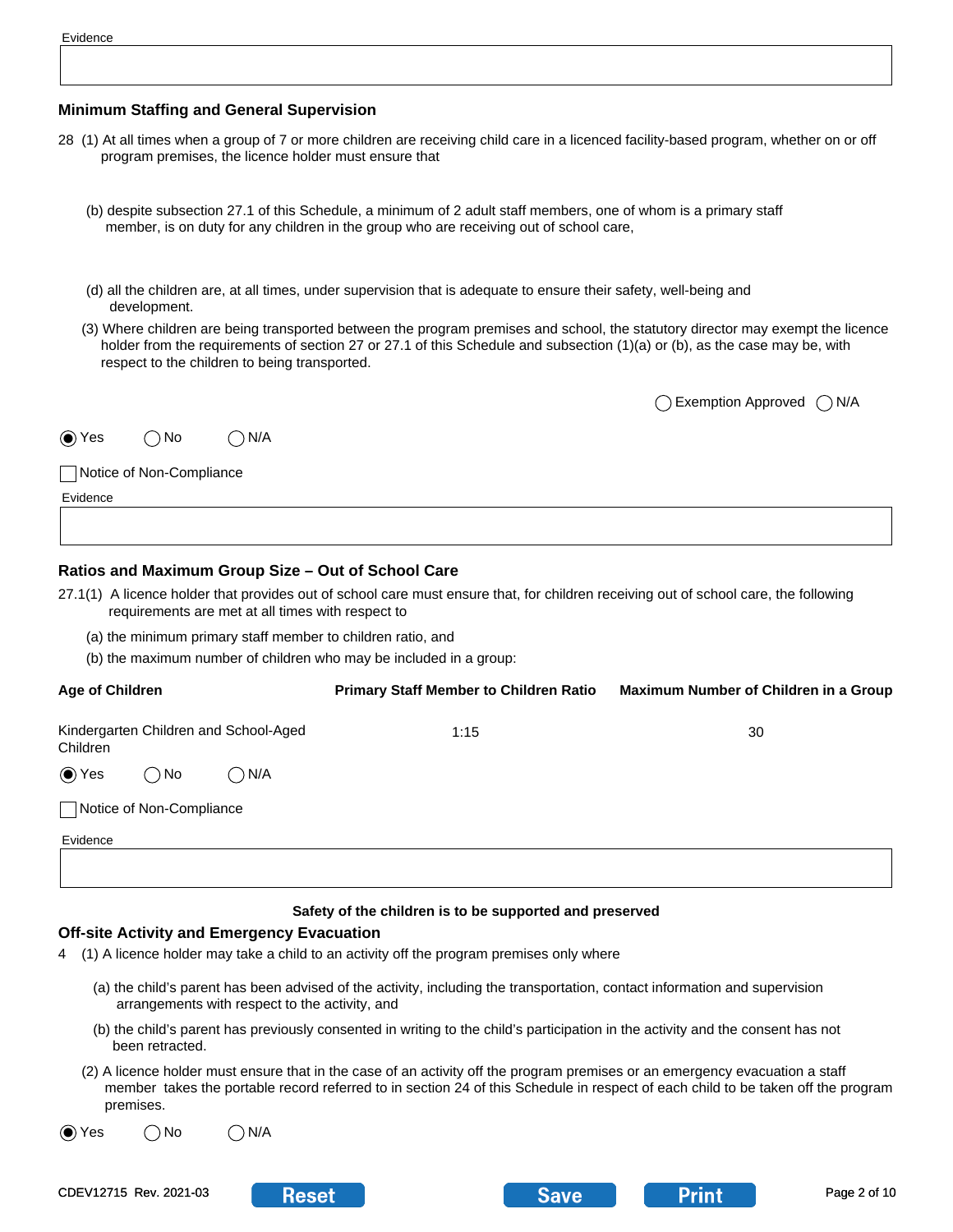Evidence

## Minimum Staffing and General Supervision

28 (1) At all times when a group of 7 or more children are receiving child care in a licenced facility-based program, whether on or off program premises, the licence holder must ensure that

(b) despite subsection 27.1 of this Schedule, a minimum of 2 adult staff members, one of whom is a primary staff member, is on duty for any children in the group who are receiving out of school care,

(d) all the children are, at all times, under supervision that is adequate to ensure their safety, well-being and development.

(3) Where children are being transported between the program premises and school, the statutory director may exempt the licence holder from the requirements of section 27 or 27.1 of this Schedule and subsection (1)(a) or (b), as the case may be, with respect to the children to being transported.

○ Exemption Approved ○ N/A

◉ Yes ○ No ○ N/A

☐ Notice of Non-Compliance

Evidence

## Ratios and Maximum Group Size – Out of School Care

27.1(1) A licence holder that provides out of school care must ensure that, for children receiving out of school care, the following requirements are met at all times with respect to

(a) the minimum primary staff member to children ratio, and

(b) the maximum number of children who may be included in a group:

| Age of Children | Primary Staff Member to Children Ratio | Maximum Number of Children in a Group |
|---|---|---|
| Kindergarten Children and School-Aged Children | 1:15 | 30 |

◉ Yes ○ No ○ N/A

☐ Notice of Non-Compliance

Evidence

**Safety of the children is to be supported and preserved**

## Off-site Activity and Emergency Evacuation

4 (1) A licence holder may take a child to an activity off the program premises only where

(a) the child's parent has been advised of the activity, including the transportation, contact information and supervision arrangements with respect to the activity, and

(b) the child's parent has previously consented in writing to the child's participation in the activity and the consent has not been retracted.

(2) A licence holder must ensure that in the case of an activity off the program premises or an emergency evacuation a staff member takes the portable record referred to in section 24 of this Schedule in respect of each child to be taken off the program premises.

◉ Yes ○ No ○ N/A

CDEV12715 Rev. 2021-03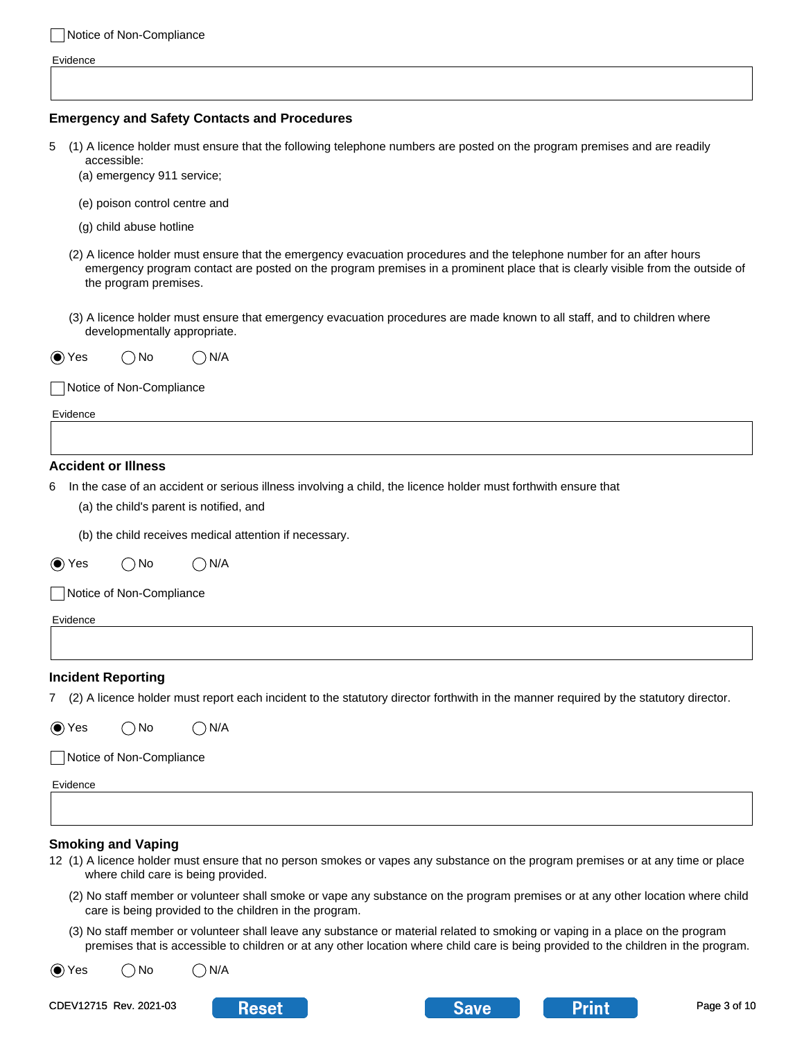☐ Notice of Non-Compliance

Evidence

### Emergency and Safety Contacts and Procedures

5 (1) A licence holder must ensure that the following telephone numbers are posted on the program premises and are readily accessible:

(a) emergency 911 service;

(e) poison control centre and

(g) child abuse hotline

(2) A licence holder must ensure that the emergency evacuation procedures and the telephone number for an after hours emergency program contact are posted on the program premises in a prominent place that is clearly visible from the outside of the program premises.

(3) A licence holder must ensure that emergency evacuation procedures are made known to all staff, and to children where developmentally appropriate.

◉ Yes ◯ No ◯ N/A

☐ Notice of Non-Compliance

Evidence

### Accident or Illness

6 In the case of an accident or serious illness involving a child, the licence holder must forthwith ensure that

(a) the child's parent is notified, and

(b) the child receives medical attention if necessary.

◉ Yes ◯ No ◯ N/A

☐ Notice of Non-Compliance

Evidence

### Incident Reporting

7 (2) A licence holder must report each incident to the statutory director forthwith in the manner required by the statutory director.

◉ Yes ◯ No ◯ N/A

☐ Notice of Non-Compliance

Evidence

### Smoking and Vaping

12 (1) A licence holder must ensure that no person smokes or vapes any substance on the program premises or at any time or place where child care is being provided.

(2) No staff member or volunteer shall smoke or vape any substance on the program premises or at any other location where child care is being provided to the children in the program.

(3) No staff member or volunteer shall leave any substance or material related to smoking or vaping in a place on the program premises that is accessible to children or at any other location where child care is being provided to the children in the program.

◉ Yes ◯ No ◯ N/A

CDEV12715 Rev. 2021-03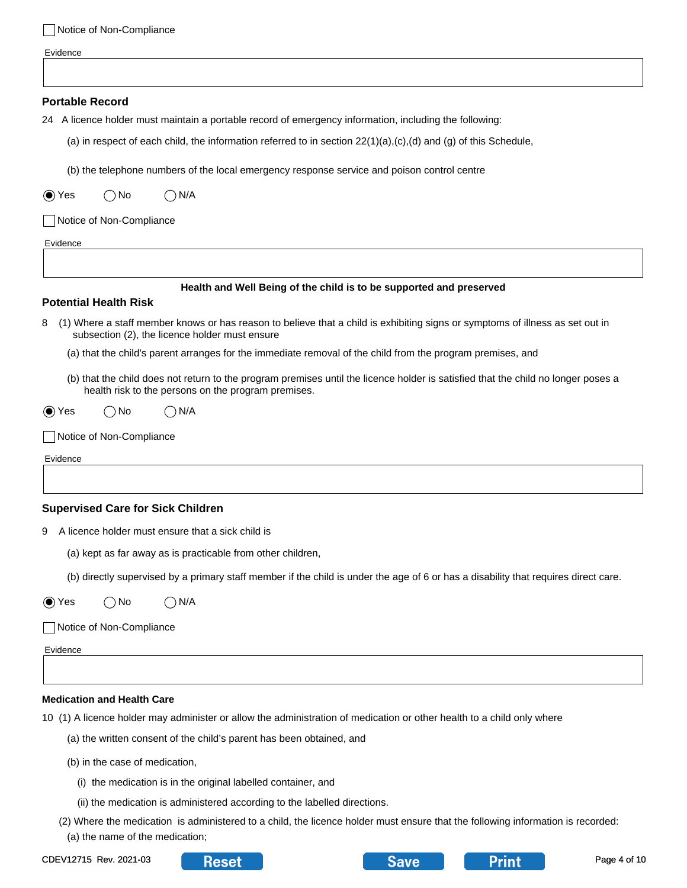☐ Notice of Non-Compliance

Evidence

---

## Portable Record

24 A licence holder must maintain a portable record of emergency information, including the following:

(a) in respect of each child, the information referred to in section 22(1)(a),(c),(d) and (g) of this Schedule,

(b) the telephone numbers of the local emergency response service and poison control centre

◉ Yes ◯ No ◯ N/A

☐ Notice of Non-Compliance

Evidence

---

**Health and Well Being of the child is to be supported and preserved**

## Potential Health Risk

8 (1) Where a staff member knows or has reason to believe that a child is exhibiting signs or symptoms of illness as set out in subsection (2), the licence holder must ensure

(a) that the child's parent arranges for the immediate removal of the child from the program premises, and

(b) that the child does not return to the program premises until the licence holder is satisfied that the child no longer poses a health risk to the persons on the program premises.

◉ Yes ◯ No ◯ N/A

☐ Notice of Non-Compliance

Evidence

---

## Supervised Care for Sick Children

9 A licence holder must ensure that a sick child is

(a) kept as far away as is practicable from other children,

(b) directly supervised by a primary staff member if the child is under the age of 6 or has a disability that requires direct care.

◉ Yes ◯ No ◯ N/A

☐ Notice of Non-Compliance

Evidence

---

### Medication and Health Care

10 (1) A licence holder may administer or allow the administration of medication or other health to a child only where

(a) the written consent of the child's parent has been obtained, and

(b) in the case of medication,

(i) the medication is in the original labelled container, and

(ii) the medication is administered according to the labelled directions.

(2) Where the medication is administered to a child, the licence holder must ensure that the following information is recorded:

(a) the name of the medication;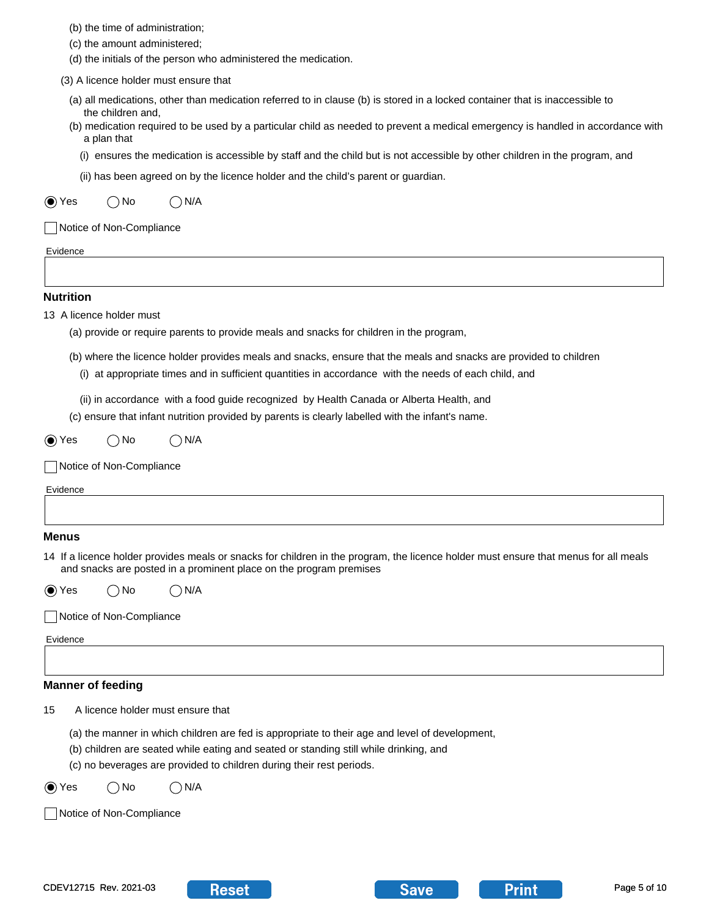(b) the time of administration;

(c) the amount administered;

(d) the initials of the person who administered the medication.

(3) A licence holder must ensure that

(a) all medications, other than medication referred to in clause (b) is stored in a locked container that is inaccessible to the children and,

(b) medication required to be used by a particular child as needed to prevent a medical emergency is handled in accordance with a plan that

(i) ensures the medication is accessible by staff and the child but is not accessible by other children in the program, and

(ii) has been agreed on by the licence holder and the child's parent or guardian.

◉ Yes ◯ No ◯ N/A

☐ Notice of Non-Compliance

Evidence

## Nutrition

13 A licence holder must

(a) provide or require parents to provide meals and snacks for children in the program,

(b) where the licence holder provides meals and snacks, ensure that the meals and snacks are provided to children

(i) at appropriate times and in sufficient quantities in accordance with the needs of each child, and

(ii) in accordance with a food guide recognized by Health Canada or Alberta Health, and

(c) ensure that infant nutrition provided by parents is clearly labelled with the infant's name.

◉ Yes ◯ No ◯ N/A

☐ Notice of Non-Compliance

Evidence

## Menus

14 If a licence holder provides meals or snacks for children in the program, the licence holder must ensure that menus for all meals and snacks are posted in a prominent place on the program premises

◉ Yes ◯ No ◯ N/A

☐ Notice of Non-Compliance

Evidence

## Manner of feeding

15 A licence holder must ensure that

(a) the manner in which children are fed is appropriate to their age and level of development,

(b) children are seated while eating and seated or standing still while drinking, and

(c) no beverages are provided to children during their rest periods.

◉ Yes ◯ No ◯ N/A

☐ Notice of Non-Compliance

CDEV12715 Rev. 2021-03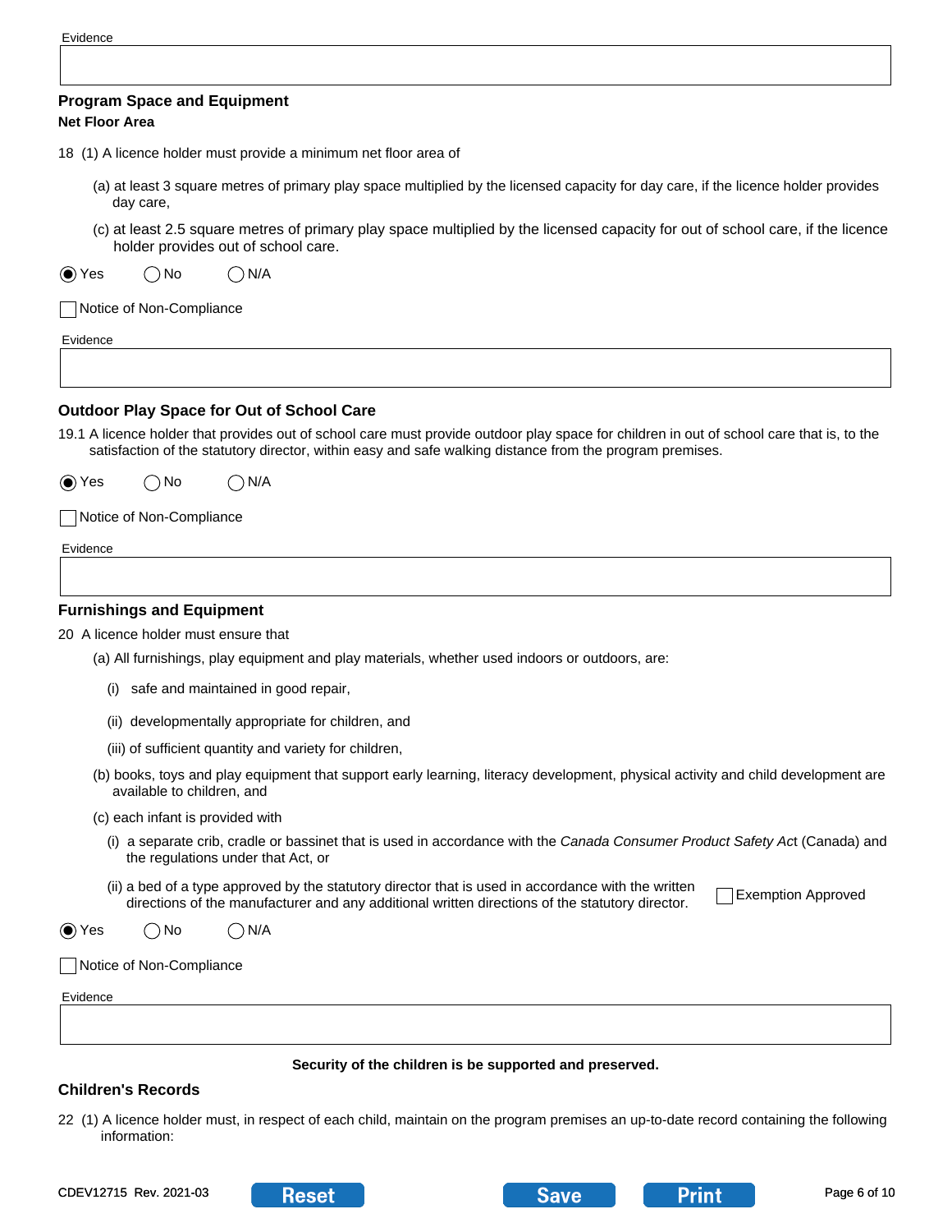Evidence

## Program Space and Equipment

### Net Floor Area

18 (1) A licence holder must provide a minimum net floor area of

(a) at least 3 square metres of primary play space multiplied by the licensed capacity for day care, if the licence holder provides day care,

(c) at least 2.5 square metres of primary play space multiplied by the licensed capacity for out of school care, if the licence holder provides out of school care.

(●) Yes ( ) No ( ) N/A

☐ Notice of Non-Compliance

Evidence

## Outdoor Play Space for Out of School Care

19.1 A licence holder that provides out of school care must provide outdoor play space for children in out of school care that is, to the satisfaction of the statutory director, within easy and safe walking distance from the program premises.

(●) Yes ( ) No ( ) N/A

☐ Notice of Non-Compliance

Evidence

## Furnishings and Equipment

20 A licence holder must ensure that

(a) All furnishings, play equipment and play materials, whether used indoors or outdoors, are:

(i) safe and maintained in good repair,

(ii) developmentally appropriate for children, and

(iii) of sufficient quantity and variety for children,

(b) books, toys and play equipment that support early learning, literacy development, physical activity and child development are available to children, and

(c) each infant is provided with

(i) a separate crib, cradle or bassinet that is used in accordance with the *Canada Consumer Product Safety Act* (Canada) and the regulations under that Act, or

(ii) a bed of a type approved by the statutory director that is used in accordance with the written directions of the manufacturer and any additional written directions of the statutory director. ☐ Exemption Approved

(●) Yes ( ) No ( ) N/A

☐ Notice of Non-Compliance

Evidence

**Security of the children is be supported and preserved.**

## Children's Records

22 (1) A licence holder must, in respect of each child, maintain on the program premises an up-to-date record containing the following information: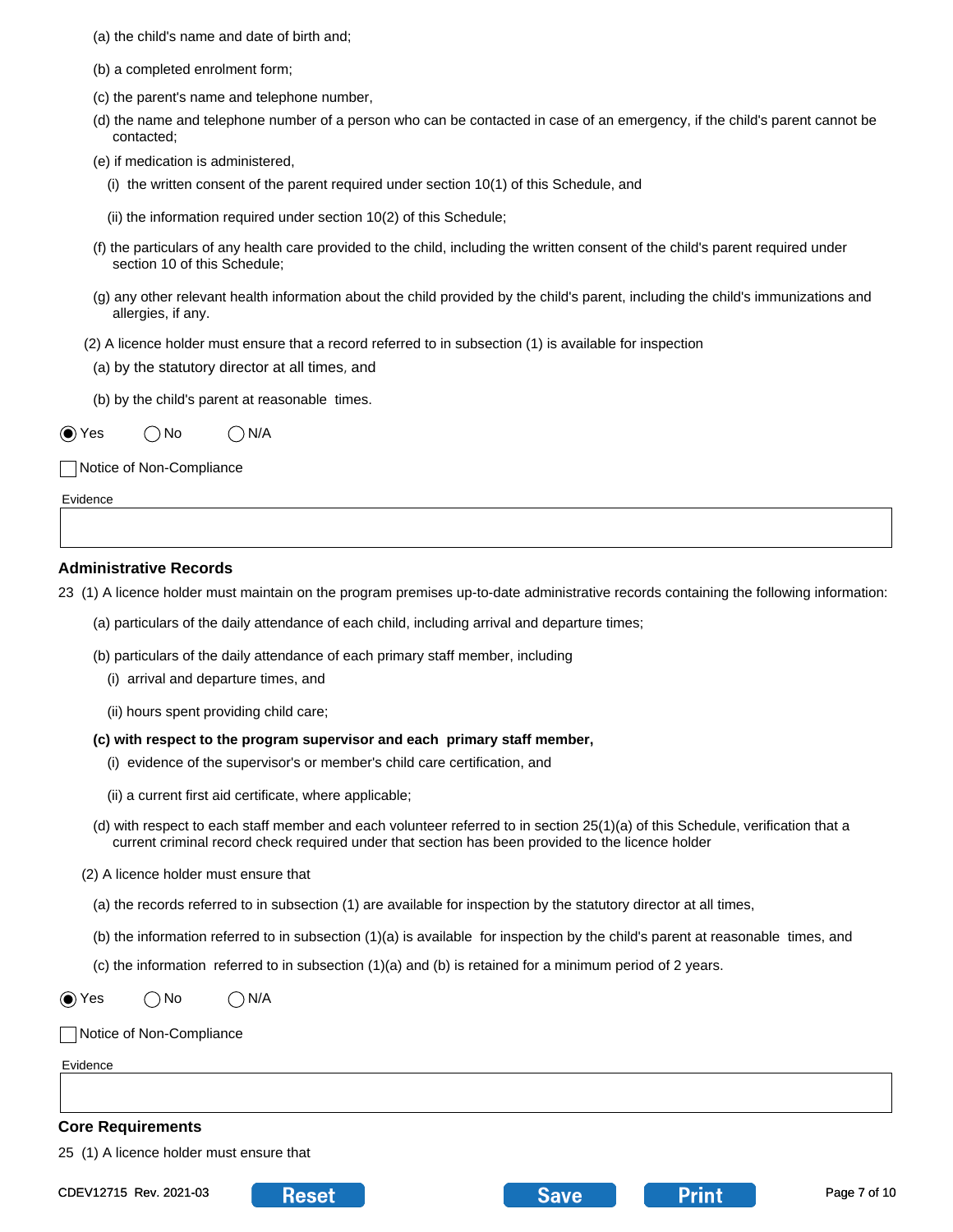(a) the child's name and date of birth and;

(b) a completed enrolment form;

(c) the parent's name and telephone number,

(d) the name and telephone number of a person who can be contacted in case of an emergency, if the child's parent cannot be contacted;

(e) if medication is administered,

(i) the written consent of the parent required under section 10(1) of this Schedule, and

(ii) the information required under section 10(2) of this Schedule;

(f) the particulars of any health care provided to the child, including the written consent of the child's parent required under section 10 of this Schedule;

(g) any other relevant health information about the child provided by the child's parent, including the child's immunizations and allergies, if any.

(2) A licence holder must ensure that a record referred to in subsection (1) is available for inspection

(a) by the statutory director at all times, and

(b) by the child's parent at reasonable times.

◉ Yes ◯ No ◯ N/A

☐ Notice of Non-Compliance

Evidence

## Administrative Records

23 (1) A licence holder must maintain on the program premises up-to-date administrative records containing the following information:

(a) particulars of the daily attendance of each child, including arrival and departure times;

(b) particulars of the daily attendance of each primary staff member, including

(i) arrival and departure times, and

(ii) hours spent providing child care;

**(c) with respect to the program supervisor and each primary staff member,**

(i) evidence of the supervisor's or member's child care certification, and

(ii) a current first aid certificate, where applicable;

(d) with respect to each staff member and each volunteer referred to in section 25(1)(a) of this Schedule, verification that a current criminal record check required under that section has been provided to the licence holder

(2) A licence holder must ensure that

(a) the records referred to in subsection (1) are available for inspection by the statutory director at all times,

(b) the information referred to in subsection (1)(a) is available for inspection by the child's parent at reasonable times, and

(c) the information referred to in subsection (1)(a) and (b) is retained for a minimum period of 2 years.

◉ Yes ◯ No ◯ N/A

☐ Notice of Non-Compliance

Evidence

## Core Requirements

25 (1) A licence holder must ensure that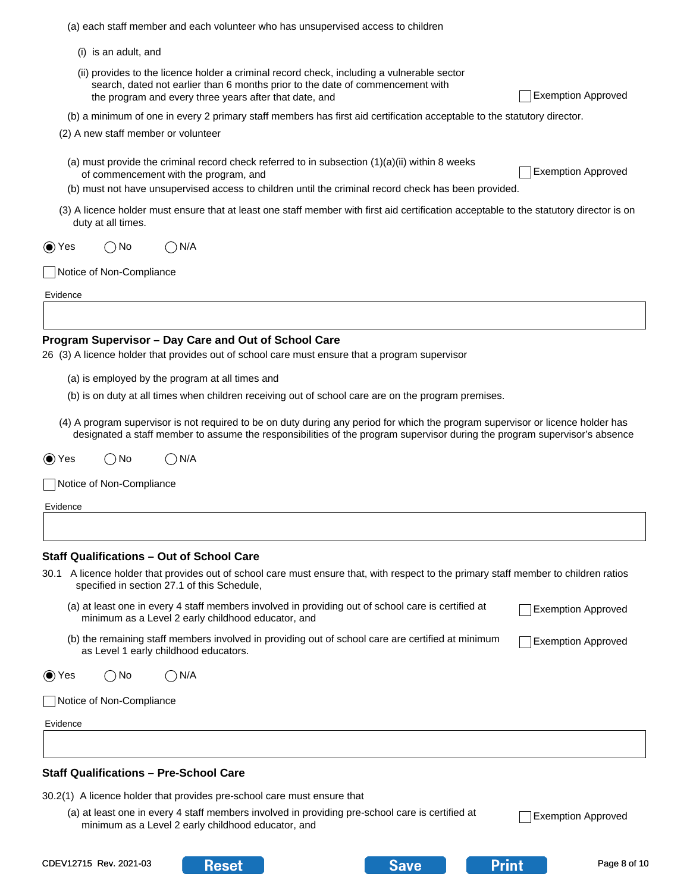(a) each staff member and each volunteer who has unsupervised access to children

(i) is an adult, and

(ii) provides to the licence holder a criminal record check, including a vulnerable sector search, dated not earlier than 6 months prior to the date of commencement with the program and every three years after that date, and

☐ Exemption Approved

(b) a minimum of one in every 2 primary staff members has first aid certification acceptable to the statutory director.

(2) A new staff member or volunteer

(a) must provide the criminal record check referred to in subsection (1)(a)(ii) within 8 weeks of commencement with the program, and

☐ Exemption Approved

(b) must not have unsupervised access to children until the criminal record check has been provided.

(3) A licence holder must ensure that at least one staff member with first aid certification acceptable to the statutory director is on duty at all times.

◉ Yes ◯ No ◯ N/A

☐ Notice of Non-Compliance

Evidence

### Program Supervisor – Day Care and Out of School Care

26 (3) A licence holder that provides out of school care must ensure that a program supervisor

(a) is employed by the program at all times and

(b) is on duty at all times when children receiving out of school care are on the program premises.

(4) A program supervisor is not required to be on duty during any period for which the program supervisor or licence holder has designated a staff member to assume the responsibilities of the program supervisor during the program supervisor's absence

◉ Yes ◯ No ◯ N/A

☐ Notice of Non-Compliance

Evidence

### Staff Qualifications – Out of School Care

30.1 A licence holder that provides out of school care must ensure that, with respect to the primary staff member to children ratios specified in section 27.1 of this Schedule,

(a) at least one in every 4 staff members involved in providing out of school care is certified at minimum as a Level 2 early childhood educator, and

☐ Exemption Approved

(b) the remaining staff members involved in providing out of school care are certified at minimum as Level 1 early childhood educators.

☐ Exemption Approved

◉ Yes ◯ No ◯ N/A

☐ Notice of Non-Compliance

Evidence

### Staff Qualifications – Pre-School Care

30.2(1) A licence holder that provides pre-school care must ensure that

(a) at least one in every 4 staff members involved in providing pre-school care is certified at minimum as a Level 2 early childhood educator, and

☐ Exemption Approved

CDEV12715 Rev. 2021-03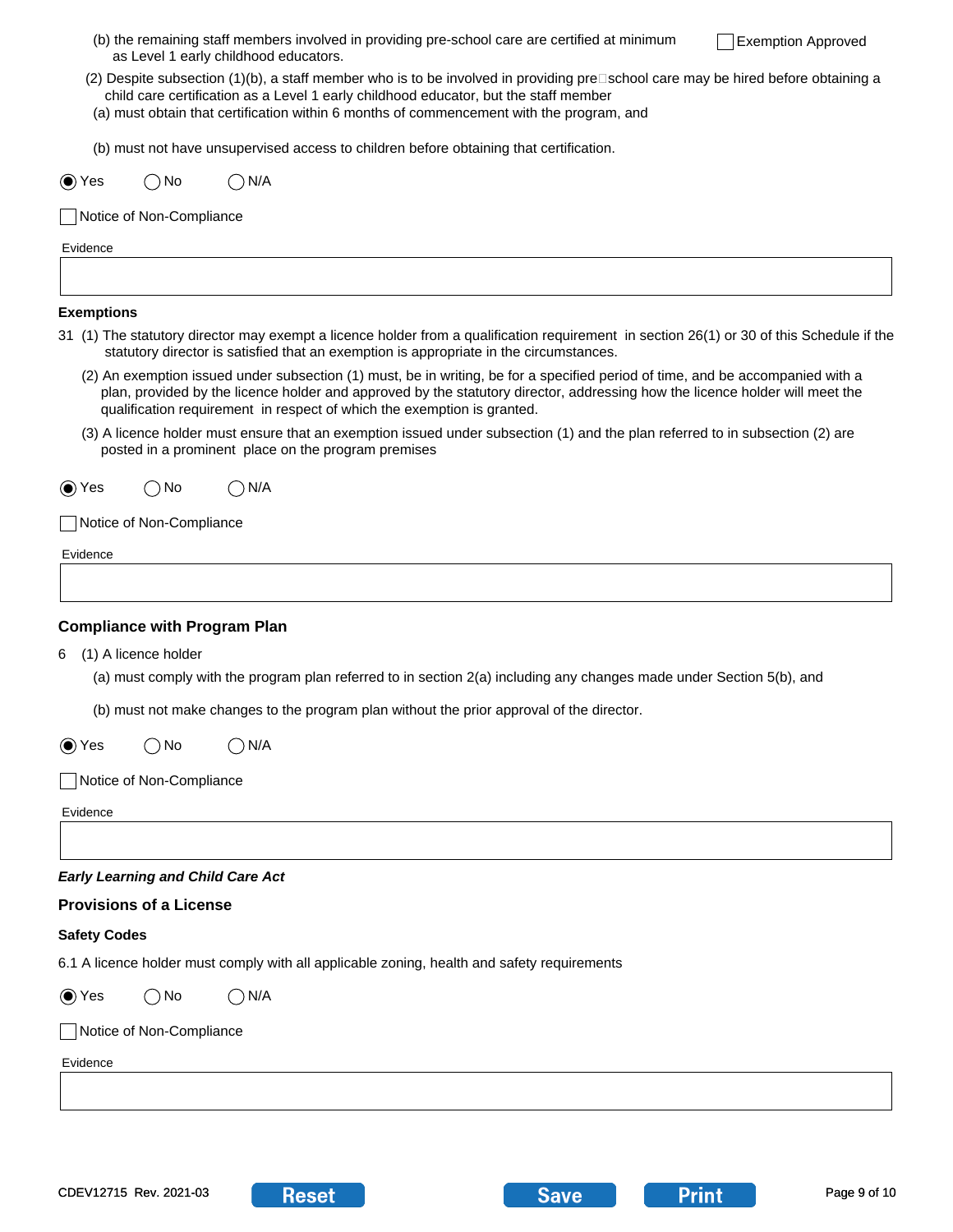(b) the remaining staff members involved in providing pre-school care are certified at minimum as Level 1 early childhood educators.

☐ Exemption Approved

(2) Despite subsection (1)(b), a staff member who is to be involved in providing pre-school care may be hired before obtaining a child care certification as a Level 1 early childhood educator, but the staff member

(a) must obtain that certification within 6 months of commencement with the program, and

(b) must not have unsupervised access to children before obtaining that certification.

◉ Yes ◯ No ◯ N/A

☐ Notice of Non-Compliance

Evidence

### Exemptions

31 (1) The statutory director may exempt a licence holder from a qualification requirement in section 26(1) or 30 of this Schedule if the statutory director is satisfied that an exemption is appropriate in the circumstances.

(2) An exemption issued under subsection (1) must, be in writing, be for a specified period of time, and be accompanied with a plan, provided by the licence holder and approved by the statutory director, addressing how the licence holder will meet the qualification requirement in respect of which the exemption is granted.

(3) A licence holder must ensure that an exemption issued under subsection (1) and the plan referred to in subsection (2) are posted in a prominent place on the program premises

◉ Yes ◯ No ◯ N/A

☐ Notice of Non-Compliance

Evidence

## Compliance with Program Plan

6 (1) A licence holder

(a) must comply with the program plan referred to in section 2(a) including any changes made under Section 5(b), and

(b) must not make changes to the program plan without the prior approval of the director.

◉ Yes ◯ No ◯ N/A

☐ Notice of Non-Compliance

Evidence

***Early Learning and Child Care Act***

## Provisions of a License

### Safety Codes

6.1 A licence holder must comply with all applicable zoning, health and safety requirements

◉ Yes ◯ No ◯ N/A

☐ Notice of Non-Compliance

Evidence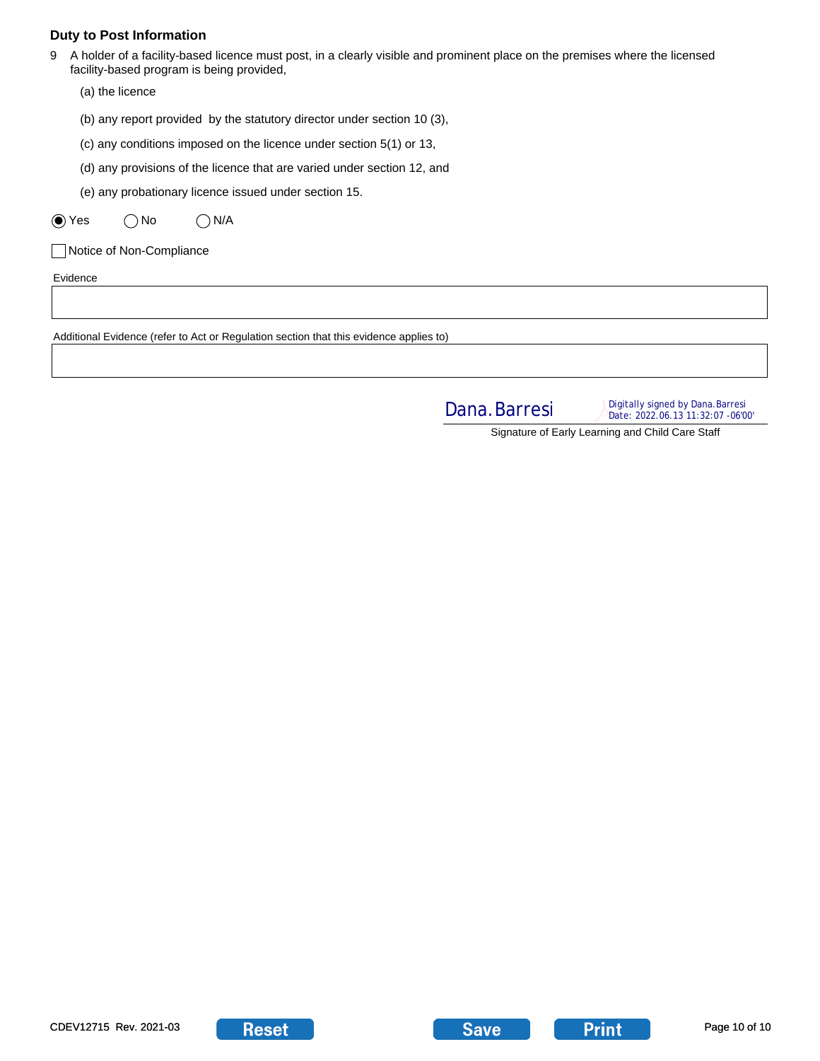### Duty to Post Information

9 A holder of a facility-based licence must post, in a clearly visible and prominent place on the premises where the licensed facility-based program is being provided,

(a) the licence

(b) any report provided by the statutory director under section 10 (3),

(c) any conditions imposed on the licence under section 5(1) or 13,

(d) any provisions of the licence that are varied under section 12, and

(e) any probationary licence issued under section 15.

◉ Yes ◯ No ◯ N/A

☐ Notice of Non-Compliance

Evidence

Additional Evidence (refer to Act or Regulation section that this evidence applies to)

Dana.Barresi — Digitally signed by Dana.Barresi Date: 2022.06.13 11:32:07 -06'00'

Signature of Early Learning and Child Care Staff

CDEV12715 Rev. 2021-03